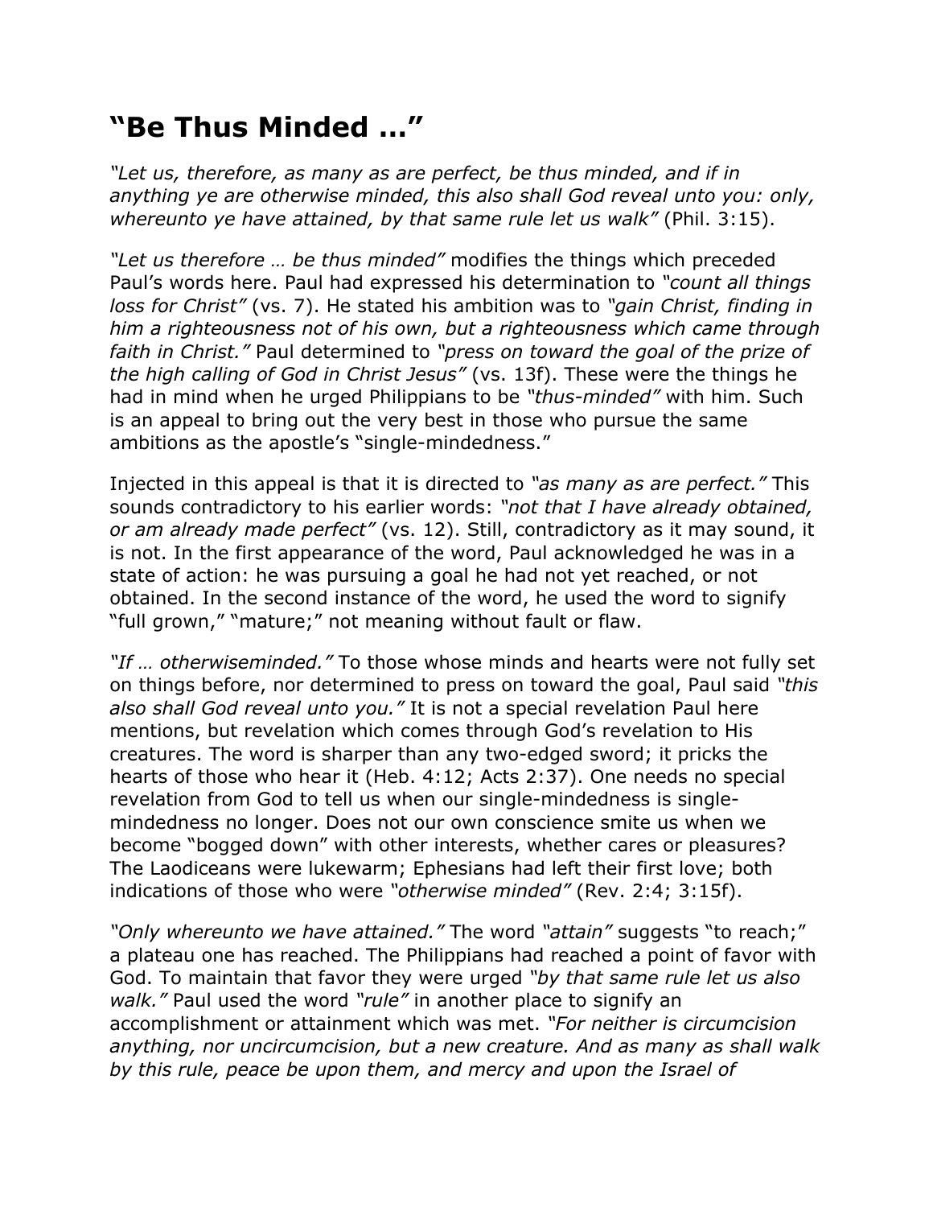# "Be Thus Minded …"

*"Let us, therefore, as many as are perfect, be thus minded, and if in anything ye are otherwise minded, this also shall God reveal unto you: only, whereunto ye have attained, by that same rule let us walk"* (Phil. 3:15).

*"Let us therefore … be thus minded"* modifies the things which preceded Paul's words here. Paul had expressed his determination to *"count all things loss for Christ"* (vs. 7). He stated his ambition was to *"gain Christ, finding in him a righteousness not of his own, but a righteousness which came through faith in Christ."* Paul determined to *"press on toward the goal of the prize of the high calling of God in Christ Jesus"* (vs. 13f). These were the things he had in mind when he urged Philippians to be *"thus-minded"* with him. Such is an appeal to bring out the very best in those who pursue the same ambitions as the apostle's "single-mindedness."

Injected in this appeal is that it is directed to *"as many as are perfect."* This sounds contradictory to his earlier words: *"not that I have already obtained, or am already made perfect"* (vs. 12). Still, contradictory as it may sound, it is not. In the first appearance of the word, Paul acknowledged he was in a state of action: he was pursuing a goal he had not yet reached, or not obtained. In the second instance of the word, he used the word to signify "full grown," "mature;" not meaning without fault or flaw.

*"If … otherwiseminded."* To those whose minds and hearts were not fully set on things before, nor determined to press on toward the goal, Paul said *"this also shall God reveal unto you."* It is not a special revelation Paul here mentions, but revelation which comes through God's revelation to His creatures. The word is sharper than any two-edged sword; it pricks the hearts of those who hear it (Heb. 4:12; Acts 2:37). One needs no special revelation from God to tell us when our single-mindedness is single-mindedness no longer. Does not our own conscience smite us when we become "bogged down" with other interests, whether cares or pleasures? The Laodiceans were lukewarm; Ephesians had left their first love; both indications of those who were *"otherwise minded"* (Rev. 2:4; 3:15f).

*"Only whereunto we have attained."* The word *"attain"* suggests "to reach;" a plateau one has reached. The Philippians had reached a point of favor with God. To maintain that favor they were urged *"by that same rule let us also walk."* Paul used the word *"rule"* in another place to signify an accomplishment or attainment which was met. *"For neither is circumcision anything, nor uncircumcision, but a new creature. And as many as shall walk by this rule, peace be upon them, and mercy and upon the Israel of*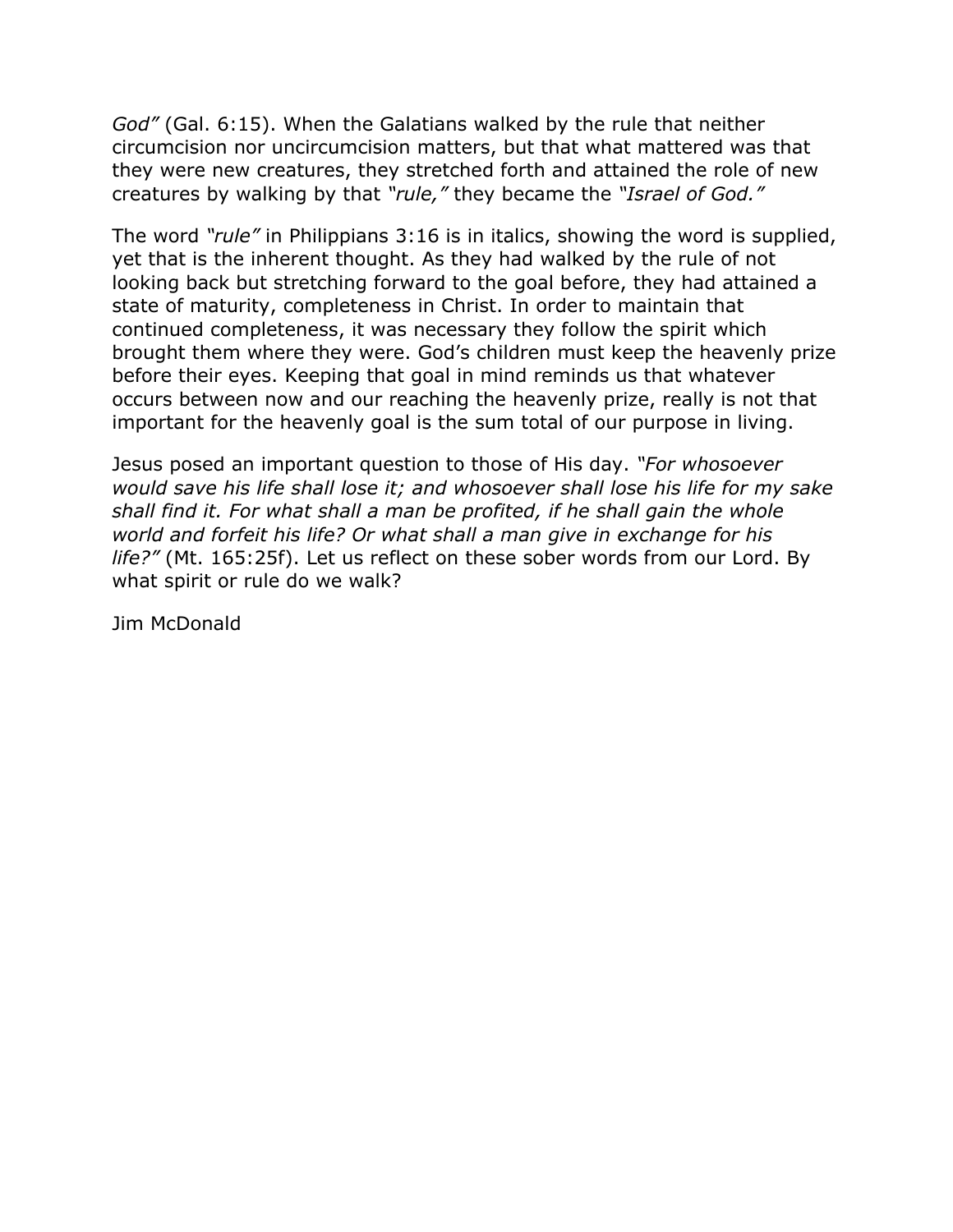*God"* (Gal. 6:15). When the Galatians walked by the rule that neither circumcision nor uncircumcision matters, but that what mattered was that they were new creatures, they stretched forth and attained the role of new creatures by walking by that *"rule,"* they became the *"Israel of God."*

The word *"rule"* in Philippians 3:16 is in italics, showing the word is supplied, yet that is the inherent thought. As they had walked by the rule of not looking back but stretching forward to the goal before, they had attained a state of maturity, completeness in Christ. In order to maintain that continued completeness, it was necessary they follow the spirit which brought them where they were. God's children must keep the heavenly prize before their eyes. Keeping that goal in mind reminds us that whatever occurs between now and our reaching the heavenly prize, really is not that important for the heavenly goal is the sum total of our purpose in living.

Jesus posed an important question to those of His day. *"For whosoever would save his life shall lose it; and whosoever shall lose his life for my sake shall find it. For what shall a man be profited, if he shall gain the whole world and forfeit his life? Or what shall a man give in exchange for his life?"* (Mt. 165:25f). Let us reflect on these sober words from our Lord. By what spirit or rule do we walk?

Jim McDonald